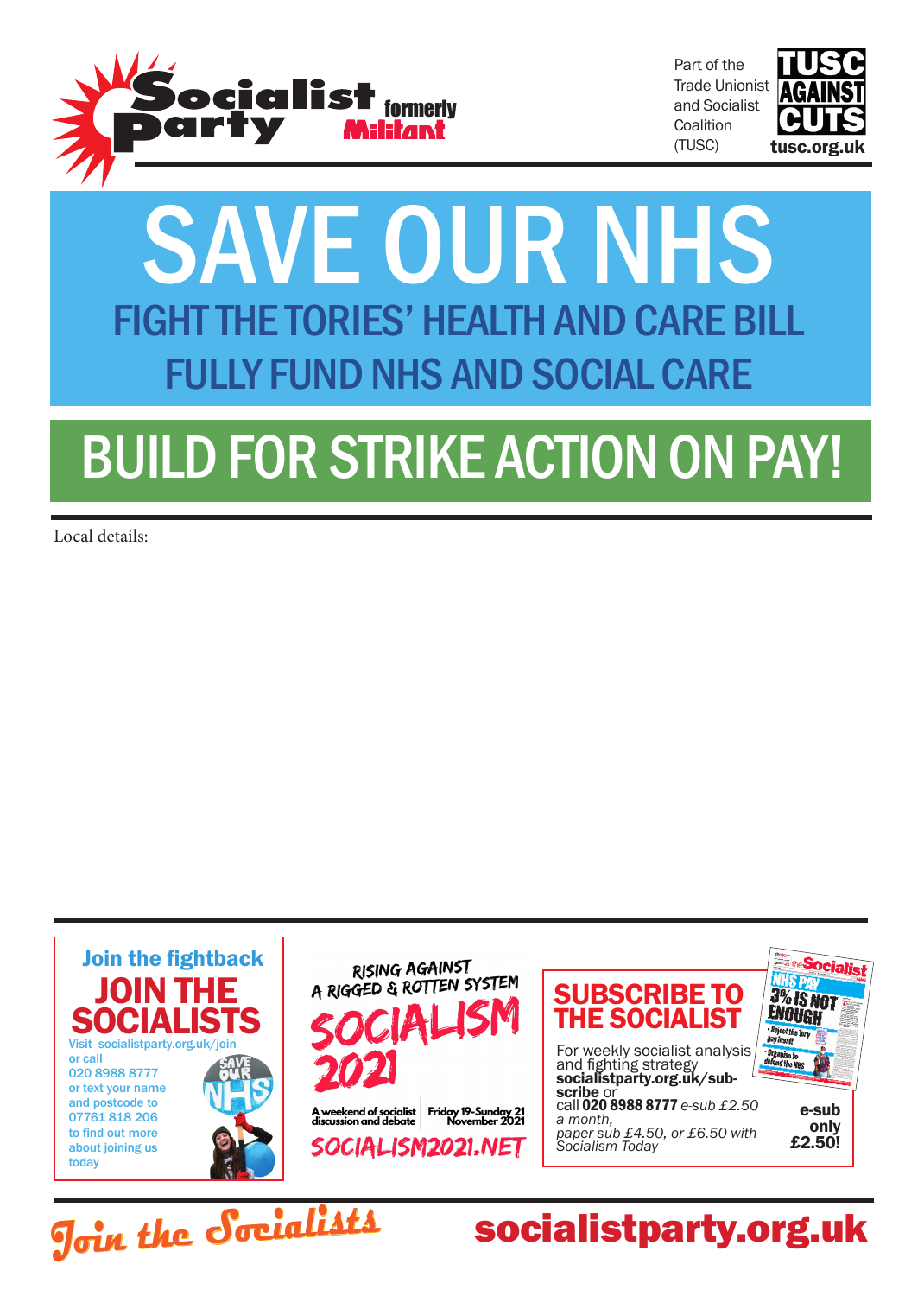Socialist Party formerly Militant

Part of the Trade Unionist and Socialist Coalition (TUSC)

TUSC AGAINST CUTS
tusc.org.uk

# SAVE OUR NHS

## FIGHT THE TORIES' HEALTH AND CARE BILL

## FULLY FUND NHS AND SOCIAL CARE

# BUILD FOR STRIKE ACTION ON PAY!

Local details:

**Join the fightback**

## JOIN THE SOCIALISTS

Visit socialistparty.org.uk/join or call 020 8988 8777 or text your name and postcode to 07761 818 206 to find out more about joining us today

RISING AGAINST A RIGGED & ROTTEN SYSTEM

## SOCIALISM 2021

A weekend of socialist discussion and debate | Friday 19-Sunday 21 November 2021

SOCIALISM2021.NET

## SUBSCRIBE TO THE SOCIALIST

For weekly socialist analysis and fighting strategy **socialistparty.org.uk/subscribe** or call **020 8988 8777** *e-sub £2.50 a month, paper sub £4.50, or £6.50 with Socialism Today*

**e-sub only £2.50!**

Join the Socialists

**socialistparty.org.uk**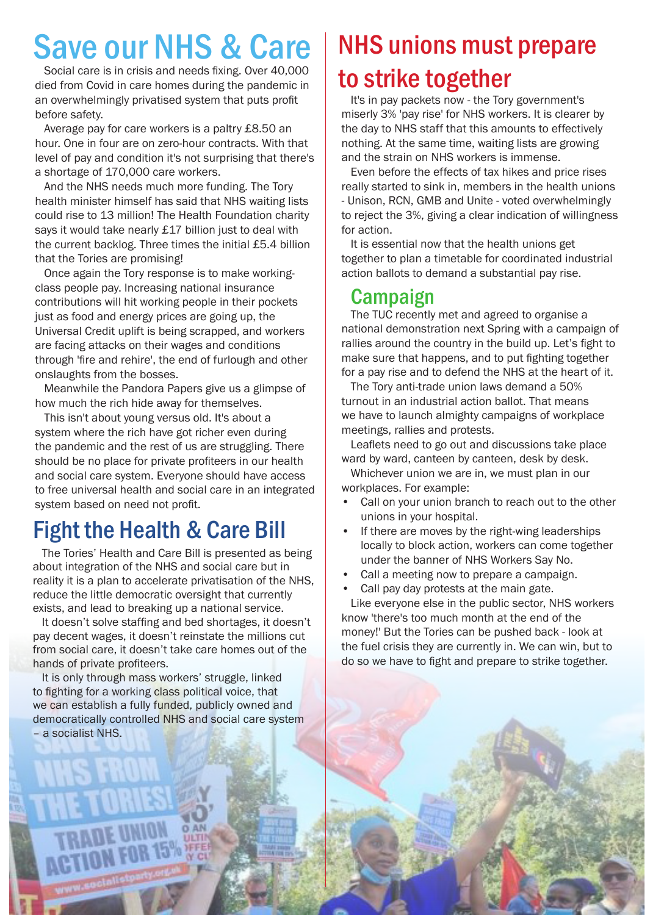# Save our NHS & Care

Social care is in crisis and needs fixing. Over 40,000 died from Covid in care homes during the pandemic in an overwhelmingly privatised system that puts profit before safety.

Average pay for care workers is a paltry £8.50 an hour. One in four are on zero-hour contracts. With that level of pay and condition it's not surprising that there's a shortage of 170,000 care workers.

And the NHS needs much more funding. The Tory health minister himself has said that NHS waiting lists could rise to 13 million! The Health Foundation charity says it would take nearly £17 billion just to deal with the current backlog. Three times the initial £5.4 billion that the Tories are promising!

Once again the Tory response is to make working-class people pay. Increasing national insurance contributions will hit working people in their pockets just as food and energy prices are going up, the Universal Credit uplift is being scrapped, and workers are facing attacks on their wages and conditions through 'fire and rehire', the end of furlough and other onslaughts from the bosses.

Meanwhile the Pandora Papers give us a glimpse of how much the rich hide away for themselves.

This isn't about young versus old. It's about a system where the rich have got richer even during the pandemic and the rest of us are struggling. There should be no place for private profiteers in our health and social care system. Everyone should have access to free universal health and social care in an integrated system based on need not profit.

# Fight the Health & Care Bill

The Tories' Health and Care Bill is presented as being about integration of the NHS and social care but in reality it is a plan to accelerate privatisation of the NHS, reduce the little democratic oversight that currently exists, and lead to breaking up a national service.

It doesn't solve staffing and bed shortages, it doesn't pay decent wages, it doesn't reinstate the millions cut from social care, it doesn't take care homes out of the hands of private profiteers.

It is only through mass workers' struggle, linked to fighting for a working class political voice, that we can establish a fully funded, publicly owned and democratically controlled NHS and social care system – a socialist NHS.

# NHS unions must prepare to strike together

It's in pay packets now - the Tory government's miserly 3% 'pay rise' for NHS workers. It is clearer by the day to NHS staff that this amounts to effectively nothing. At the same time, waiting lists are growing and the strain on NHS workers is immense.

Even before the effects of tax hikes and price rises really started to sink in, members in the health unions - Unison, RCN, GMB and Unite - voted overwhelmingly to reject the 3%, giving a clear indication of willingness for action.

It is essential now that the health unions get together to plan a timetable for coordinated industrial action ballots to demand a substantial pay rise.

## Campaign

The TUC recently met and agreed to organise a national demonstration next Spring with a campaign of rallies around the country in the build up. Let's fight to make sure that happens, and to put fighting together for a pay rise and to defend the NHS at the heart of it.

The Tory anti-trade union laws demand a 50% turnout in an industrial action ballot. That means we have to launch almighty campaigns of workplace meetings, rallies and protests.

Leaflets need to go out and discussions take place ward by ward, canteen by canteen, desk by desk.

Whichever union we are in, we must plan in our workplaces. For example:

- Call on your union branch to reach out to the other unions in your hospital.
- If there are moves by the right-wing leaderships locally to block action, workers can come together under the banner of NHS Workers Say No.
- Call a meeting now to prepare a campaign.
- Call pay day protests at the main gate.

Like everyone else in the public sector, NHS workers know 'there's too much month at the end of the money!' But the Tories can be pushed back - look at the fuel crisis they are currently in. We can win, but to do so we have to fight and prepare to strike together.